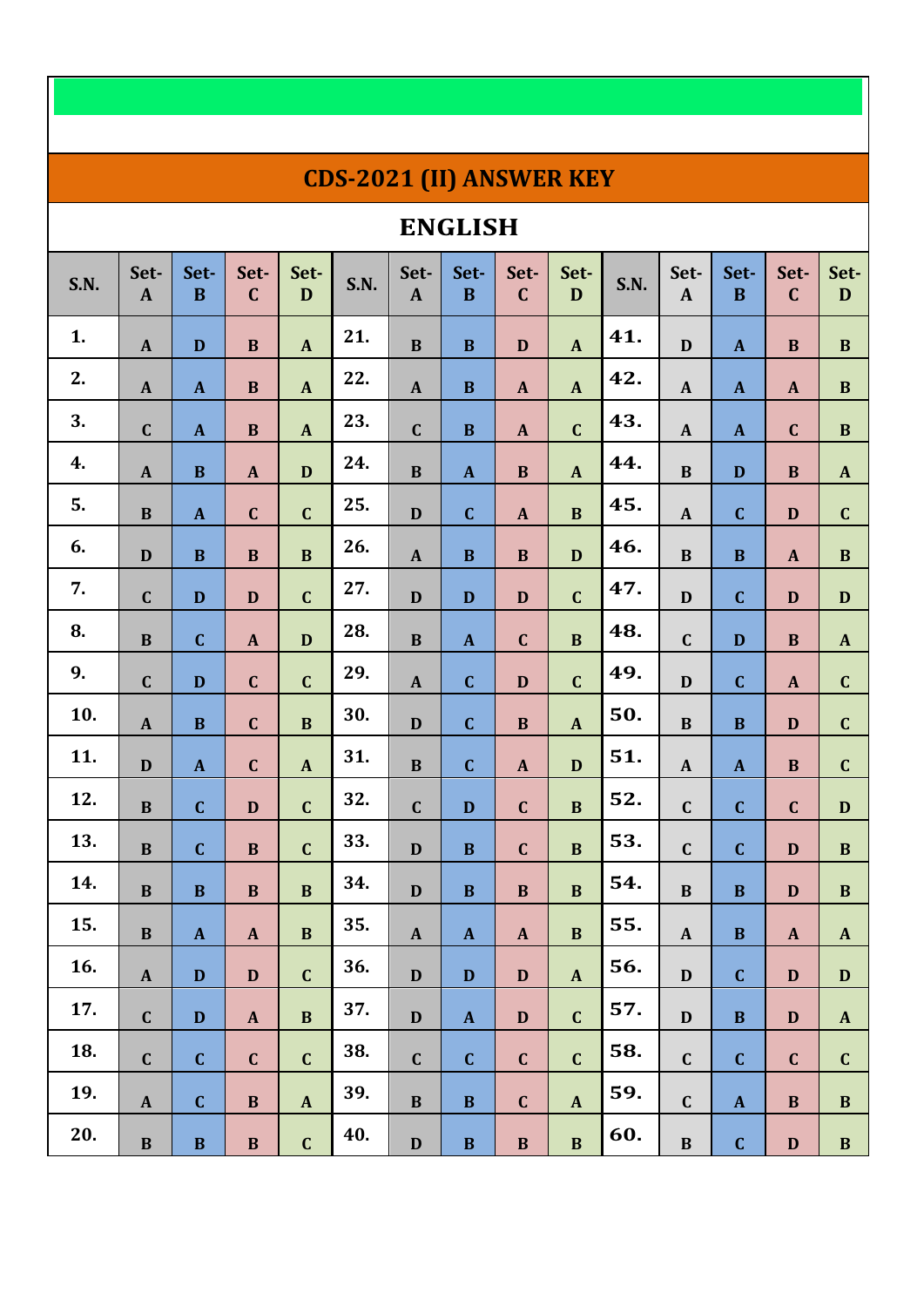# CDS-2021 (II) ANSWER KEY

## ENGLISH

| S.N. | Set-A | Set-B | Set-C | Set-D | S.N. | Set-A | Set-B | Set-C | Set-D | S.N. | Set-A | Set-B | Set-C | Set-D |
|---|---|---|---|---|---|---|---|---|---|---|---|---|---|---|
| 1. | A | D | B | A | 21. | B | B | D | A | 41. | D | A | B | B |
| 2. | A | A | B | A | 22. | A | B | A | A | 42. | A | A | A | B |
| 3. | C | A | B | A | 23. | C | B | A | C | 43. | A | A | C | B |
| 4. | A | B | A | D | 24. | B | A | B | A | 44. | B | D | B | A |
| 5. | B | A | C | C | 25. | D | C | A | B | 45. | A | C | D | C |
| 6. | D | B | B | B | 26. | A | B | B | D | 46. | B | B | A | B |
| 7. | C | D | D | C | 27. | D | D | D | C | 47. | D | C | D | D |
| 8. | B | C | A | D | 28. | B | A | C | B | 48. | C | D | B | A |
| 9. | C | D | C | C | 29. | A | C | D | C | 49. | D | C | A | C |
| 10. | A | B | C | B | 30. | D | C | B | A | 50. | B | B | D | C |
| 11. | D | A | C | A | 31. | B | C | A | D | 51. | A | A | B | C |
| 12. | B | C | D | C | 32. | C | D | C | B | 52. | C | C | C | D |
| 13. | B | C | B | C | 33. | D | B | C | B | 53. | C | C | D | B |
| 14. | B | B | B | B | 34. | D | B | B | B | 54. | B | B | D | B |
| 15. | B | A | A | B | 35. | A | A | A | B | 55. | A | B | A | A |
| 16. | A | D | D | C | 36. | D | D | D | A | 56. | D | C | D | D |
| 17. | C | D | A | B | 37. | D | A | D | C | 57. | D | B | D | A |
| 18. | C | C | C | C | 38. | C | C | C | C | 58. | C | C | C | C |
| 19. | A | C | B | A | 39. | B | B | C | A | 59. | C | A | B | B |
| 20. | B | B | B | C | 40. | D | B | B | B | 60. | B | C | D | B |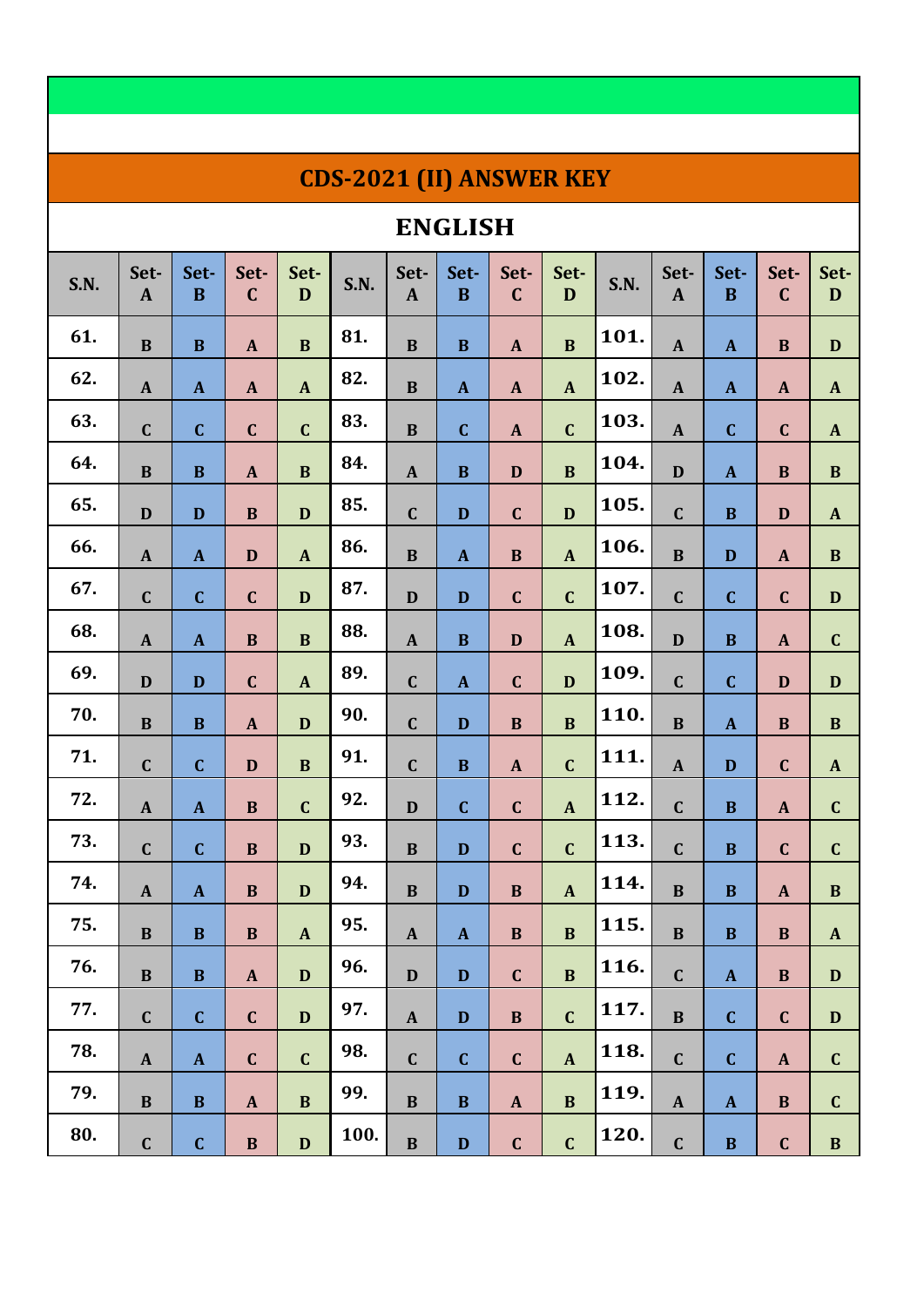# CDS-2021 (II) ANSWER KEY

## ENGLISH

| S.N. | Set-A | Set-B | Set-C | Set-D | S.N. | Set-A | Set-B | Set-C | Set-D | S.N. | Set-A | Set-B | Set-C | Set-D |
|---|---|---|---|---|---|---|---|---|---|---|---|---|---|---|
| 61. | B | B | A | B | 81. | B | B | A | B | 101. | A | A | B | D |
| 62. | A | A | A | A | 82. | B | A | A | A | 102. | A | A | A | A |
| 63. | C | C | C | C | 83. | B | C | A | C | 103. | A | C | C | A |
| 64. | B | B | A | B | 84. | A | B | D | B | 104. | D | A | B | B |
| 65. | D | D | B | D | 85. | C | D | C | D | 105. | C | B | D | A |
| 66. | A | A | D | A | 86. | B | A | B | A | 106. | B | D | A | B |
| 67. | C | C | C | D | 87. | D | D | C | C | 107. | C | C | C | D |
| 68. | A | A | B | B | 88. | A | B | D | A | 108. | D | B | A | C |
| 69. | D | D | C | A | 89. | C | A | C | D | 109. | C | C | D | D |
| 70. | B | B | A | D | 90. | C | D | B | B | 110. | B | A | B | B |
| 71. | C | C | D | B | 91. | C | B | A | C | 111. | A | D | C | A |
| 72. | A | A | B | C | 92. | D | C | C | A | 112. | C | B | A | C |
| 73. | C | C | B | D | 93. | B | D | C | C | 113. | C | B | C | C |
| 74. | A | A | B | D | 94. | B | D | B | A | 114. | B | B | A | B |
| 75. | B | B | B | A | 95. | A | A | B | B | 115. | B | B | B | A |
| 76. | B | B | A | D | 96. | D | D | C | B | 116. | C | A | B | D |
| 77. | C | C | C | D | 97. | A | D | B | C | 117. | B | C | C | D |
| 78. | A | A | C | C | 98. | C | C | C | A | 118. | C | C | A | C |
| 79. | B | B | A | B | 99. | B | B | A | B | 119. | A | A | B | C |
| 80. | C | C | B | D | 100. | B | D | C | C | 120. | C | B | C | B |